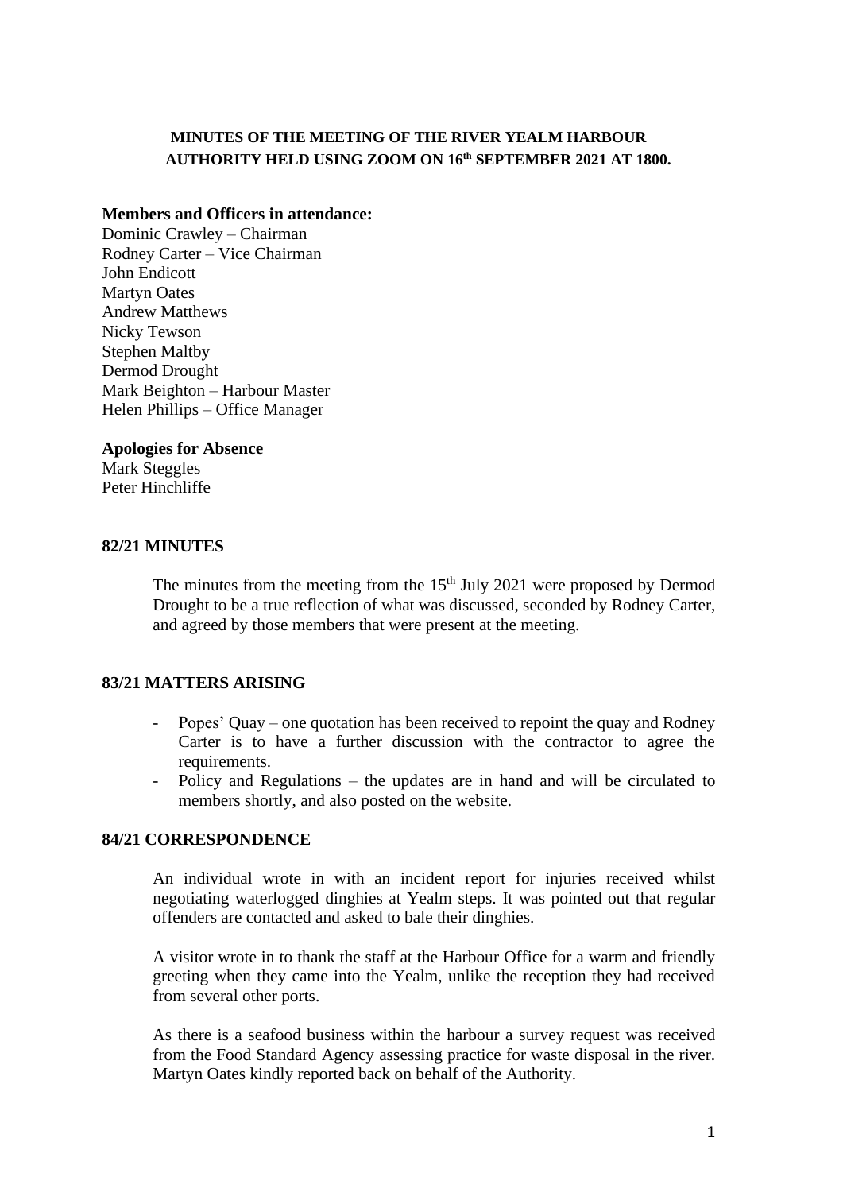# MINUTES OF THE MEETING OF THE RIVER YEALM HARBOUR AUTHORITY HELD USING ZOOM ON 16th SEPTEMBER 2021 AT 1800.

**Members and Officers in attendance:**
Dominic Crawley – Chairman
Rodney Carter – Vice Chairman
John Endicott
Martyn Oates
Andrew Matthews
Nicky Tewson
Stephen Maltby
Dermod Drought
Mark Beighton – Harbour Master
Helen Phillips – Office Manager

**Apologies for Absence**
Mark Steggles
Peter Hinchliffe

## 82/21 MINUTES

The minutes from the meeting from the 15th July 2021 were proposed by Dermod Drought to be a true reflection of what was discussed, seconded by Rodney Carter, and agreed by those members that were present at the meeting.

## 83/21 MATTERS ARISING

- Popes' Quay – one quotation has been received to repoint the quay and Rodney Carter is to have a further discussion with the contractor to agree the requirements.
- Policy and Regulations – the updates are in hand and will be circulated to members shortly, and also posted on the website.

## 84/21 CORRESPONDENCE

An individual wrote in with an incident report for injuries received whilst negotiating waterlogged dinghies at Yealm steps. It was pointed out that regular offenders are contacted and asked to bale their dinghies.

A visitor wrote in to thank the staff at the Harbour Office for a warm and friendly greeting when they came into the Yealm, unlike the reception they had received from several other ports.

As there is a seafood business within the harbour a survey request was received from the Food Standard Agency assessing practice for waste disposal in the river. Martyn Oates kindly reported back on behalf of the Authority.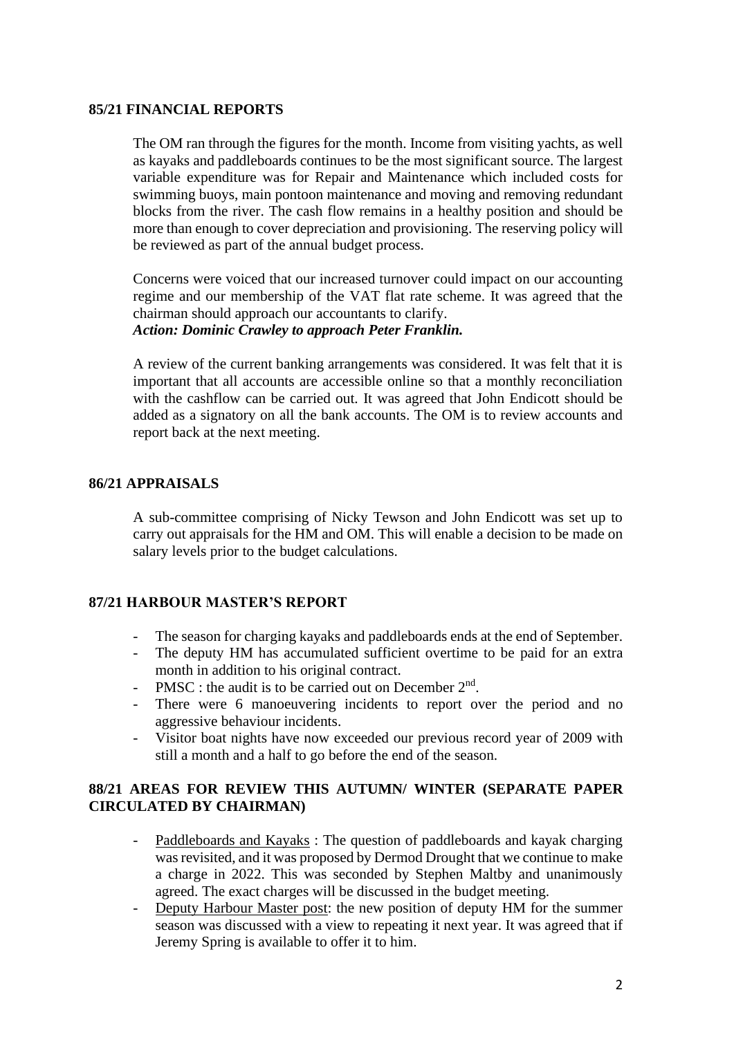## 85/21 FINANCIAL REPORTS

The OM ran through the figures for the month. Income from visiting yachts, as well as kayaks and paddleboards continues to be the most significant source. The largest variable expenditure was for Repair and Maintenance which included costs for swimming buoys, main pontoon maintenance and moving and removing redundant blocks from the river. The cash flow remains in a healthy position and should be more than enough to cover depreciation and provisioning. The reserving policy will be reviewed as part of the annual budget process.

Concerns were voiced that our increased turnover could impact on our accounting regime and our membership of the VAT flat rate scheme. It was agreed that the chairman should approach our accountants to clarify.
***Action: Dominic Crawley to approach Peter Franklin.***

A review of the current banking arrangements was considered. It was felt that it is important that all accounts are accessible online so that a monthly reconciliation with the cashflow can be carried out. It was agreed that John Endicott should be added as a signatory on all the bank accounts. The OM is to review accounts and report back at the next meeting.

## 86/21 APPRAISALS

A sub-committee comprising of Nicky Tewson and John Endicott was set up to carry out appraisals for the HM and OM. This will enable a decision to be made on salary levels prior to the budget calculations.

## 87/21 HARBOUR MASTER'S REPORT

- The season for charging kayaks and paddleboards ends at the end of September.
- The deputy HM has accumulated sufficient overtime to be paid for an extra month in addition to his original contract.
- PMSC : the audit is to be carried out on December 2nd.
- There were 6 manoeuvering incidents to report over the period and no aggressive behaviour incidents.
- Visitor boat nights have now exceeded our previous record year of 2009 with still a month and a half to go before the end of the season.

## 88/21 AREAS FOR REVIEW THIS AUTUMN/ WINTER (SEPARATE PAPER CIRCULATED BY CHAIRMAN)

- Paddleboards and Kayaks : The question of paddleboards and kayak charging was revisited, and it was proposed by Dermod Drought that we continue to make a charge in 2022. This was seconded by Stephen Maltby and unanimously agreed. The exact charges will be discussed in the budget meeting.
- Deputy Harbour Master post: the new position of deputy HM for the summer season was discussed with a view to repeating it next year. It was agreed that if Jeremy Spring is available to offer it to him.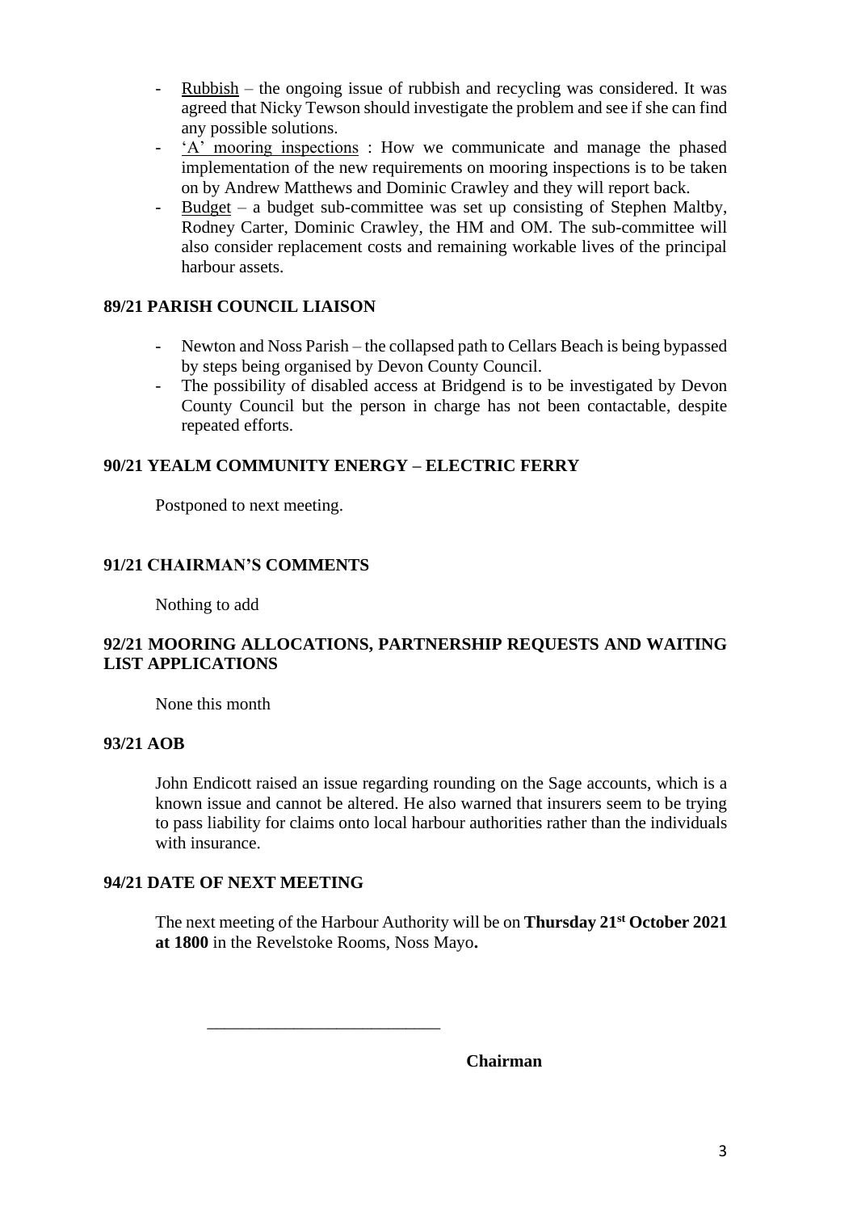- Rubbish – the ongoing issue of rubbish and recycling was considered. It was agreed that Nicky Tewson should investigate the problem and see if she can find any possible solutions.
- 'A' mooring inspections : How we communicate and manage the phased implementation of the new requirements on mooring inspections is to be taken on by Andrew Matthews and Dominic Crawley and they will report back.
- Budget – a budget sub-committee was set up consisting of Stephen Maltby, Rodney Carter, Dominic Crawley, the HM and OM. The sub-committee will also consider replacement costs and remaining workable lives of the principal harbour assets.

**89/21 PARISH COUNCIL LIAISON**

- Newton and Noss Parish – the collapsed path to Cellars Beach is being bypassed by steps being organised by Devon County Council.
- The possibility of disabled access at Bridgend is to be investigated by Devon County Council but the person in charge has not been contactable, despite repeated efforts.

**90/21 YEALM COMMUNITY ENERGY – ELECTRIC FERRY**

Postponed to next meeting.

**91/21 CHAIRMAN'S COMMENTS**

Nothing to add

**92/21 MOORING ALLOCATIONS, PARTNERSHIP REQUESTS AND WAITING LIST APPLICATIONS**

None this month

**93/21 AOB**

John Endicott raised an issue regarding rounding on the Sage accounts, which is a known issue and cannot be altered. He also warned that insurers seem to be trying to pass liability for claims onto local harbour authorities rather than the individuals with insurance.

**94/21 DATE OF NEXT MEETING**

The next meeting of the Harbour Authority will be on **Thursday 21st October 2021 at 1800** in the Revelstoke Rooms, Noss Mayo**.**

___________________________

**Chairman**